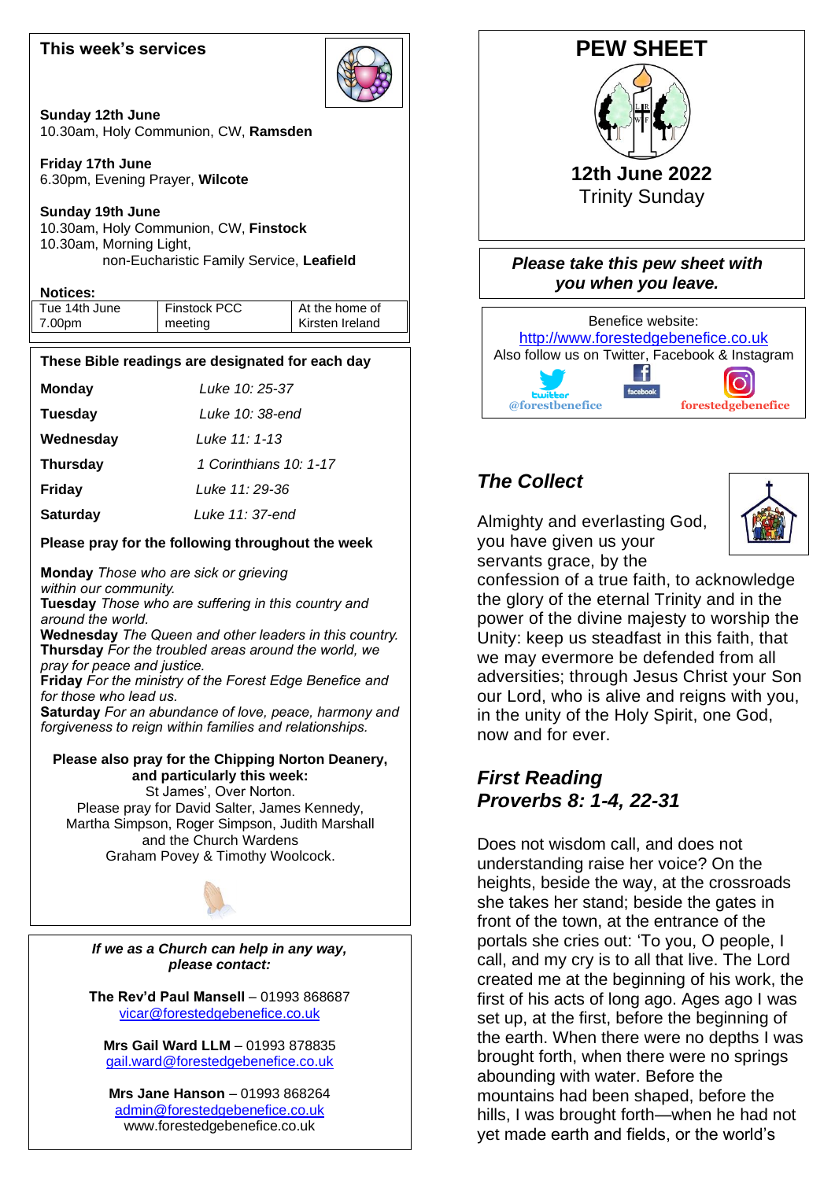## This week's services

**Sunday 12th June**
10.30am, Holy Communion, CW, **Ramsden**

**Friday 17th June**
6.30pm, Evening Prayer, **Wilcote**

**Sunday 19th June**
10.30am, Holy Communion, CW, **Finstock**
10.30am, Morning Light,
non-Eucharistic Family Service, **Leafield**

**Notices:**

| Tue 14th June 7.00pm | Finstock PCC meeting | At the home of Kirsten Ireland |
|---|---|---|

**These Bible readings are designated for each day**

| | |
|---|---|
| **Monday** | *Luke 10: 25-37* |
| **Tuesday** | *Luke 10: 38-end* |
| **Wednesday** | *Luke 11: 1-13* |
| **Thursday** | *1 Corinthians 10: 1-17* |
| **Friday** | *Luke 11: 29-36* |
| **Saturday** | *Luke 11: 37-end* |

**Please pray for the following throughout the week**

**Monday** *Those who are sick or grieving within our community.*
**Tuesday** *Those who are suffering in this country and around the world.*
**Wednesday** *The Queen and other leaders in this country.*
**Thursday** *For the troubled areas around the world, we pray for peace and justice.*
**Friday** *For the ministry of the Forest Edge Benefice and for those who lead us.*
**Saturday** *For an abundance of love, peace, harmony and forgiveness to reign within families and relationships.*

**Please also pray for the Chipping Norton Deanery, and particularly this week:**
St James', Over Norton.
Please pray for David Salter, James Kennedy, Martha Simpson, Roger Simpson, Judith Marshall and the Church Wardens
Graham Povey & Timothy Woolcock.

***If we as a Church can help in any way, please contact:***

**The Rev'd Paul Mansell** – 01993 868687
vicar@forestedgebenefice.co.uk

**Mrs Gail Ward LLM** – 01993 878835
gail.ward@forestedgebenefice.co.uk

**Mrs Jane Hanson** – 01993 868264
admin@forestedgebenefice.co.uk
www.forestedgebenefice.co.uk

# PEW SHEET

**12th June 2022**
Trinity Sunday

***Please take this pew sheet with you when you leave.***

Benefice website:
http://www.forestedgebenefice.co.uk
Also follow us on Twitter, Facebook & Instagram
@forestbenefice forestedgebenefice

## *The Collect*

Almighty and everlasting God, you have given us your servants grace, by the confession of a true faith, to acknowledge the glory of the eternal Trinity and in the power of the divine majesty to worship the Unity: keep us steadfast in this faith, that we may evermore be defended from all adversities; through Jesus Christ your Son our Lord, who is alive and reigns with you, in the unity of the Holy Spirit, one God, now and for ever.

## *First Reading Proverbs 8: 1-4, 22-31*

Does not wisdom call, and does not understanding raise her voice? On the heights, beside the way, at the crossroads she takes her stand; beside the gates in front of the town, at the entrance of the portals she cries out: 'To you, O people, I call, and my cry is to all that live. The Lord created me at the beginning of his work, the first of his acts of long ago. Ages ago I was set up, at the first, before the beginning of the earth. When there were no depths I was brought forth, when there were no springs abounding with water. Before the mountains had been shaped, before the hills, I was brought forth—when he had not yet made earth and fields, or the world's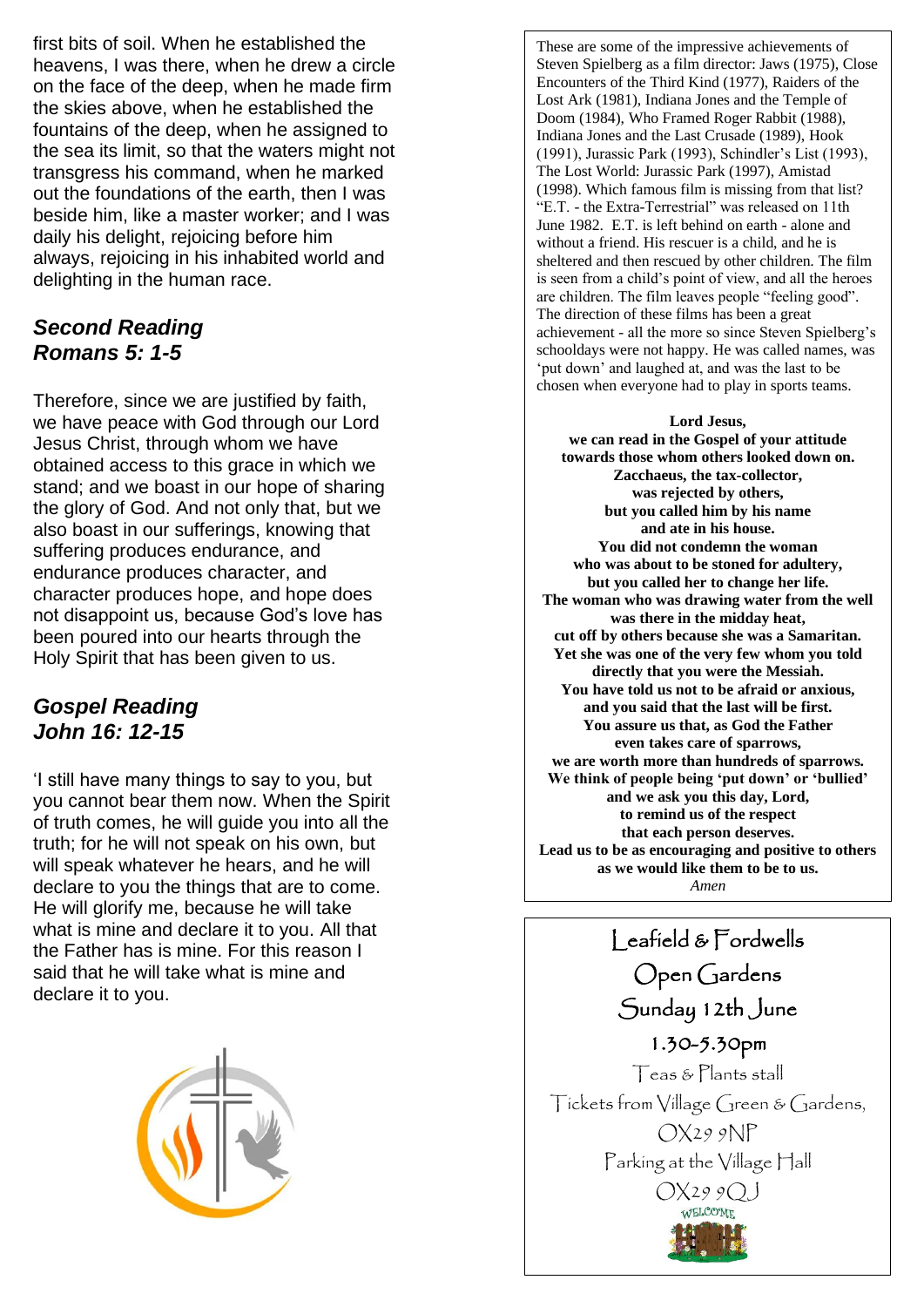first bits of soil. When he established the heavens, I was there, when he drew a circle on the face of the deep, when he made firm the skies above, when he established the fountains of the deep, when he assigned to the sea its limit, so that the waters might not transgress his command, when he marked out the foundations of the earth, then I was beside him, like a master worker; and I was daily his delight, rejoicing before him always, rejoicing in his inhabited world and delighting in the human race.

## *Second Reading Romans 5: 1-5*

Therefore, since we are justified by faith, we have peace with God through our Lord Jesus Christ, through whom we have obtained access to this grace in which we stand; and we boast in our hope of sharing the glory of God. And not only that, but we also boast in our sufferings, knowing that suffering produces endurance, and endurance produces character, and character produces hope, and hope does not disappoint us, because God's love has been poured into our hearts through the Holy Spirit that has been given to us.

## *Gospel Reading John 16: 12-15*

'I still have many things to say to you, but you cannot bear them now. When the Spirit of truth comes, he will guide you into all the truth; for he will not speak on his own, but will speak whatever he hears, and he will declare to you the things that are to come. He will glorify me, because he will take what is mine and declare it to you. All that the Father has is mine. For this reason I said that he will take what is mine and declare it to you.

These are some of the impressive achievements of Steven Spielberg as a film director: Jaws (1975), Close Encounters of the Third Kind (1977), Raiders of the Lost Ark (1981), Indiana Jones and the Temple of Doom (1984), Who Framed Roger Rabbit (1988), Indiana Jones and the Last Crusade (1989), Hook (1991), Jurassic Park (1993), Schindler's List (1993), The Lost World: Jurassic Park (1997), Amistad (1998). Which famous film is missing from that list? "E.T. - the Extra-Terrestrial" was released on 11th June 1982. E.T. is left behind on earth - alone and without a friend. His rescuer is a child, and he is sheltered and then rescued by other children. The film is seen from a child's point of view, and all the heroes are children. The film leaves people "feeling good". The direction of these films has been a great achievement - all the more so since Steven Spielberg's schooldays were not happy. He was called names, was 'put down' and laughed at, and was the last to be chosen when everyone had to play in sports teams.

**Lord Jesus,
we can read in the Gospel of your attitude
towards those whom others looked down on.
Zacchaeus, the tax-collector,
was rejected by others,
but you called him by his name
and ate in his house.
You did not condemn the woman
who was about to be stoned for adultery,
but you called her to change her life.
The woman who was drawing water from the well
was there in the midday heat,
cut off by others because she was a Samaritan.
Yet she was one of the very few whom you told
directly that you were the Messiah.
You have told us not to be afraid or anxious,
and you said that the last will be first.
You assure us that, as God the Father
even takes care of sparrows,
we are worth more than hundreds of sparrows.
We think of people being 'put down' or 'bullied'
and we ask you this day, Lord,
to remind us of the respect
that each person deserves.
Lead us to be as encouraging and positive to others
as we would like them to be to us.**
*Amen*

Leafield & Fordwells
Open Gardens
Sunday 12th June
1.30-5.30pm
Teas & Plants stall
Tickets from Village Green & Gardens,
OX29 9NP
Parking at the Village Hall
OX29 9QJ